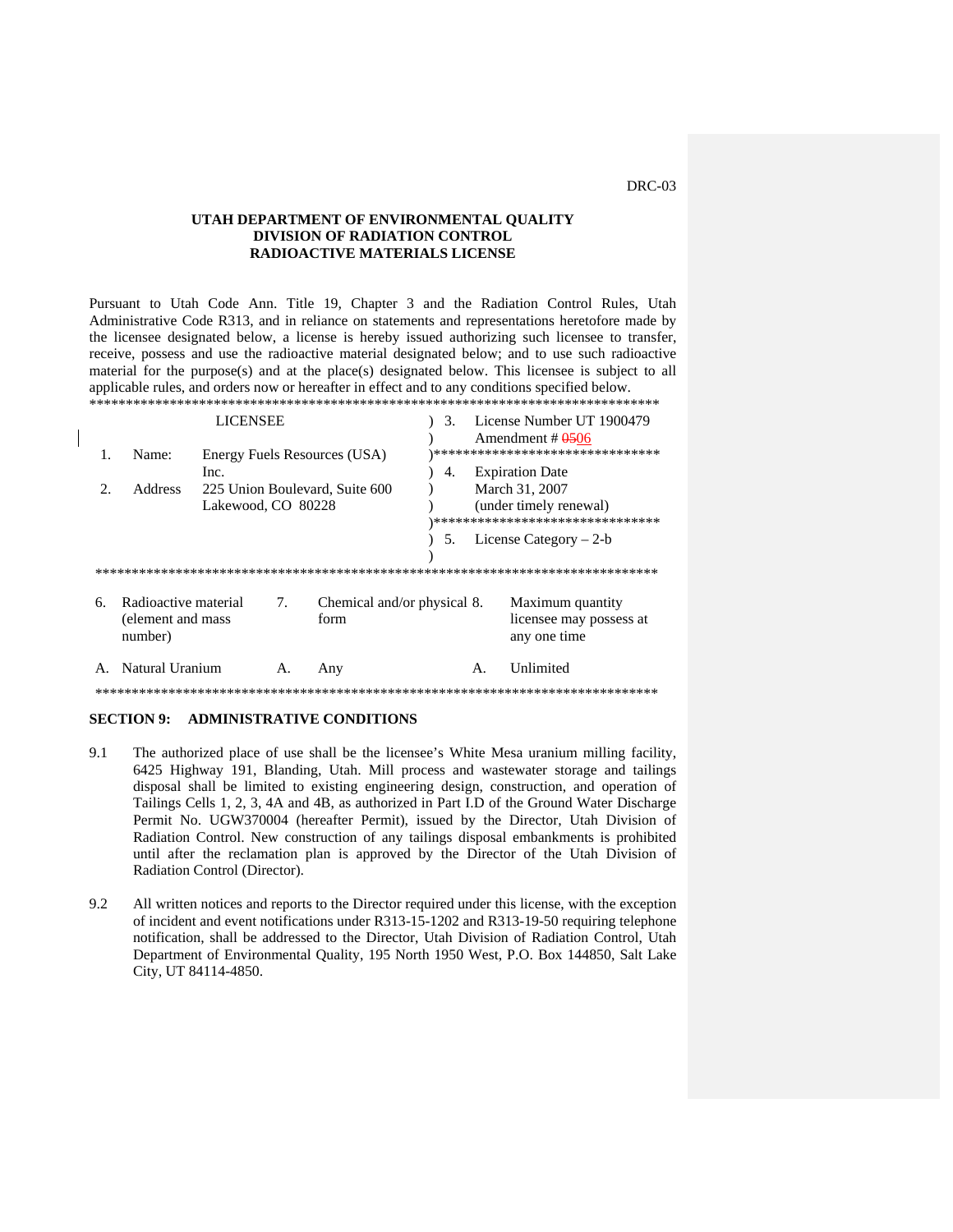DRC-03

**UTAH DEPARTMENT OF ENVIRONMENTAL QUALITY**
**DIVISION OF RADIATION CONTROL**
**RADIOACTIVE MATERIALS LICENSE**

Pursuant to Utah Code Ann. Title 19, Chapter 3 and the Radiation Control Rules, Utah Administrative Code R313, and in reliance on statements and representations heretofore made by the licensee designated below, a license is hereby issued authorizing such licensee to transfer, receive, possess and use the radioactive material designated below; and to use such radioactive material for the purpose(s) and at the place(s) designated below. This licensee is subject to all applicable rules, and orders now or hereafter in effect and to any conditions specified below.

| LICENSEE | | | |
|---|---|---|---|
| 1. Name: | Energy Fuels Resources (USA) Inc. | 3. | License Number UT 1900479 Amendment # ~~05~~06 |
| 2. Address | 225 Union Boulevard, Suite 600 Lakewood, CO 80228 | 4. | Expiration Date March 31, 2007 (under timely renewal) |
| | | 5. | License Category – 2-b |

| 6. Radioactive material (element and mass number) | 7. Chemical and/or physical form | 8. Maximum quantity licensee may possess at any one time |
|---|---|---|
| A. Natural Uranium | A. Any | A. Unlimited |

**SECTION 9: ADMINISTRATIVE CONDITIONS**

9.1 The authorized place of use shall be the licensee's White Mesa uranium milling facility, 6425 Highway 191, Blanding, Utah. Mill process and wastewater storage and tailings disposal shall be limited to existing engineering design, construction, and operation of Tailings Cells 1, 2, 3, 4A and 4B, as authorized in Part I.D of the Ground Water Discharge Permit No. UGW370004 (hereafter Permit), issued by the Director, Utah Division of Radiation Control. New construction of any tailings disposal embankments is prohibited until after the reclamation plan is approved by the Director of the Utah Division of Radiation Control (Director).

9.2 All written notices and reports to the Director required under this license, with the exception of incident and event notifications under R313-15-1202 and R313-19-50 requiring telephone notification, shall be addressed to the Director, Utah Division of Radiation Control, Utah Department of Environmental Quality, 195 North 1950 West, P.O. Box 144850, Salt Lake City, UT 84114-4850.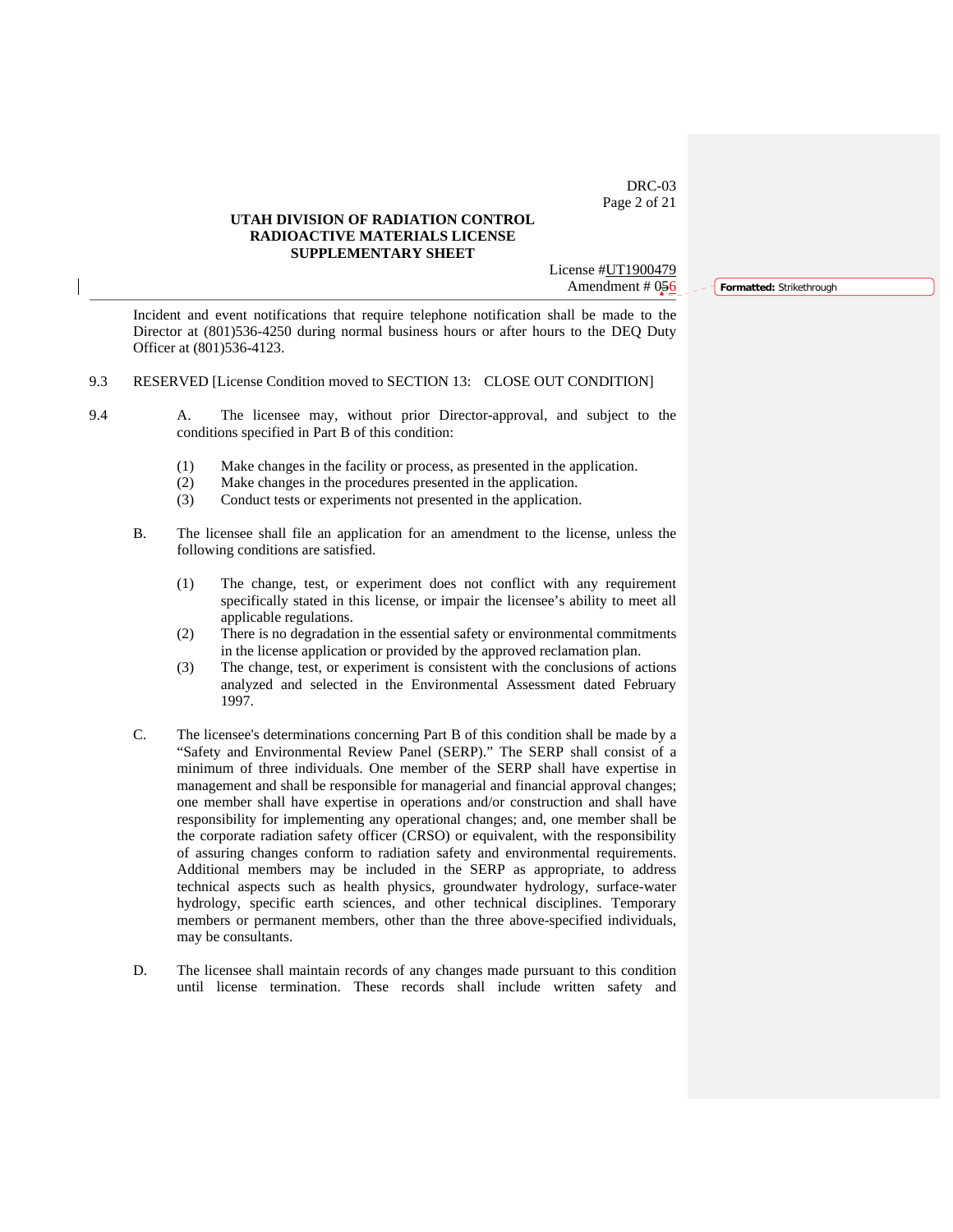DRC-03

**UTAH DIVISION OF RADIATION CONTROL**
**RADIOACTIVE MATERIALS LICENSE**
**SUPPLEMENTARY SHEET**

License #UT1900479
Amendment # 056

Incident and event notifications that require telephone notification shall be made to the Director at (801)536-4250 during normal business hours or after hours to the DEQ Duty Officer at (801)536-4123.

9.3 RESERVED [License Condition moved to SECTION 13: CLOSE OUT CONDITION]

9.4 A. The licensee may, without prior Director-approval, and subject to the conditions specified in Part B of this condition:

(1) Make changes in the facility or process, as presented in the application.
(2) Make changes in the procedures presented in the application.
(3) Conduct tests or experiments not presented in the application.

B. The licensee shall file an application for an amendment to the license, unless the following conditions are satisfied.

(1) The change, test, or experiment does not conflict with any requirement specifically stated in this license, or impair the licensee's ability to meet all applicable regulations.
(2) There is no degradation in the essential safety or environmental commitments in the license application or provided by the approved reclamation plan.
(3) The change, test, or experiment is consistent with the conclusions of actions analyzed and selected in the Environmental Assessment dated February 1997.

C. The licensee's determinations concerning Part B of this condition shall be made by a "Safety and Environmental Review Panel (SERP)." The SERP shall consist of a minimum of three individuals. One member of the SERP shall have expertise in management and shall be responsible for managerial and financial approval changes; one member shall have expertise in operations and/or construction and shall have responsibility for implementing any operational changes; and, one member shall be the corporate radiation safety officer (CRSO) or equivalent, with the responsibility of assuring changes conform to radiation safety and environmental requirements. Additional members may be included in the SERP as appropriate, to address technical aspects such as health physics, groundwater hydrology, surface-water hydrology, specific earth sciences, and other technical disciplines. Temporary members or permanent members, other than the three above-specified individuals, may be consultants.

D. The licensee shall maintain records of any changes made pursuant to this condition until license termination. These records shall include written safety and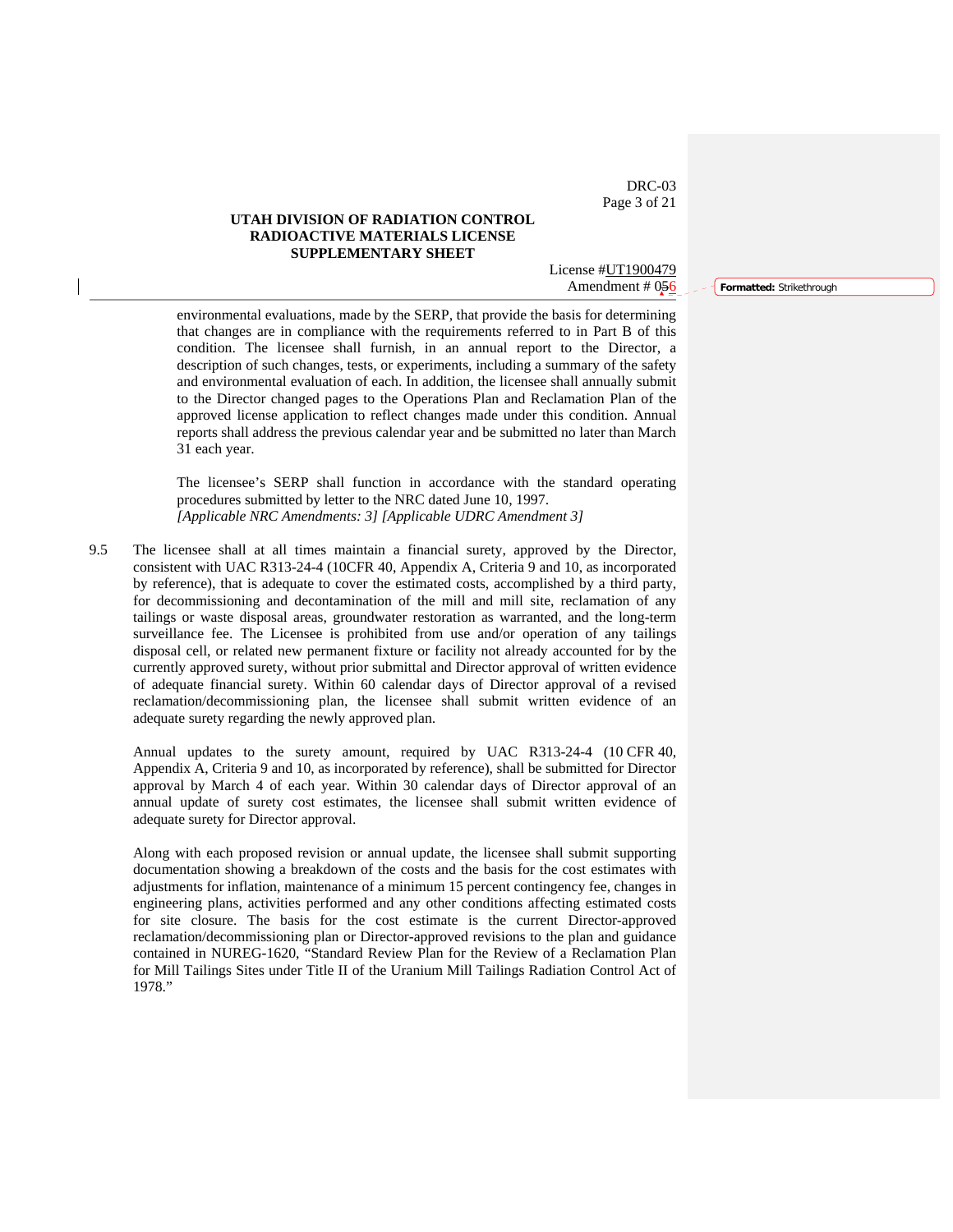environmental evaluations, made by the SERP, that provide the basis for determining that changes are in compliance with the requirements referred to in Part B of this condition. The licensee shall furnish, in an annual report to the Director, a description of such changes, tests, or experiments, including a summary of the safety and environmental evaluation of each. In addition, the licensee shall annually submit to the Director changed pages to the Operations Plan and Reclamation Plan of the approved license application to reflect changes made under this condition. Annual reports shall address the previous calendar year and be submitted no later than March 31 each year.

The licensee's SERP shall function in accordance with the standard operating procedures submitted by letter to the NRC dated June 10, 1997.
*[Applicable NRC Amendments: 3] [Applicable UDRC Amendment 3]*

9.5 The licensee shall at all times maintain a financial surety, approved by the Director, consistent with UAC R313-24-4 (10CFR 40, Appendix A, Criteria 9 and 10, as incorporated by reference), that is adequate to cover the estimated costs, accomplished by a third party, for decommissioning and decontamination of the mill and mill site, reclamation of any tailings or waste disposal areas, groundwater restoration as warranted, and the long-term surveillance fee. The Licensee is prohibited from use and/or operation of any tailings disposal cell, or related new permanent fixture or facility not already accounted for by the currently approved surety, without prior submittal and Director approval of written evidence of adequate financial surety. Within 60 calendar days of Director approval of a revised reclamation/decommissioning plan, the licensee shall submit written evidence of an adequate surety regarding the newly approved plan.

Annual updates to the surety amount, required by UAC R313-24-4 (10 CFR 40, Appendix A, Criteria 9 and 10, as incorporated by reference), shall be submitted for Director approval by March 4 of each year. Within 30 calendar days of Director approval of an annual update of surety cost estimates, the licensee shall submit written evidence of adequate surety for Director approval.

Along with each proposed revision or annual update, the licensee shall submit supporting documentation showing a breakdown of the costs and the basis for the cost estimates with adjustments for inflation, maintenance of a minimum 15 percent contingency fee, changes in engineering plans, activities performed and any other conditions affecting estimated costs for site closure. The basis for the cost estimate is the current Director-approved reclamation/decommissioning plan or Director-approved revisions to the plan and guidance contained in NUREG-1620, "Standard Review Plan for the Review of a Reclamation Plan for Mill Tailings Sites under Title II of the Uranium Mill Tailings Radiation Control Act of 1978."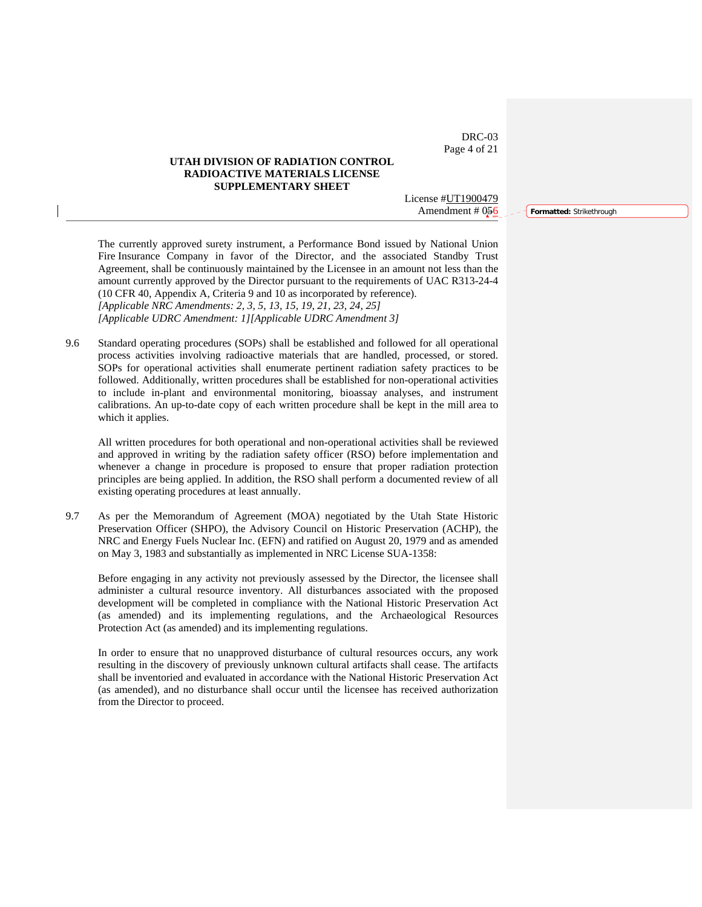The currently approved surety instrument, a Performance Bond issued by National Union Fire Insurance Company in favor of the Director, and the associated Standby Trust Agreement, shall be continuously maintained by the Licensee in an amount not less than the amount currently approved by the Director pursuant to the requirements of UAC R313-24-4 (10 CFR 40, Appendix A, Criteria 9 and 10 as incorporated by reference).
*[Applicable NRC Amendments: 2, 3, 5, 13, 15, 19, 21, 23, 24, 25]*
*[Applicable UDRC Amendment: 1][Applicable UDRC Amendment 3]*

9.6 Standard operating procedures (SOPs) shall be established and followed for all operational process activities involving radioactive materials that are handled, processed, or stored. SOPs for operational activities shall enumerate pertinent radiation safety practices to be followed. Additionally, written procedures shall be established for non-operational activities to include in-plant and environmental monitoring, bioassay analyses, and instrument calibrations. An up-to-date copy of each written procedure shall be kept in the mill area to which it applies.

All written procedures for both operational and non-operational activities shall be reviewed and approved in writing by the radiation safety officer (RSO) before implementation and whenever a change in procedure is proposed to ensure that proper radiation protection principles are being applied. In addition, the RSO shall perform a documented review of all existing operating procedures at least annually.

9.7 As per the Memorandum of Agreement (MOA) negotiated by the Utah State Historic Preservation Officer (SHPO), the Advisory Council on Historic Preservation (ACHP), the NRC and Energy Fuels Nuclear Inc. (EFN) and ratified on August 20, 1979 and as amended on May 3, 1983 and substantially as implemented in NRC License SUA-1358:

Before engaging in any activity not previously assessed by the Director, the licensee shall administer a cultural resource inventory. All disturbances associated with the proposed development will be completed in compliance with the National Historic Preservation Act (as amended) and its implementing regulations, and the Archaeological Resources Protection Act (as amended) and its implementing regulations.

In order to ensure that no unapproved disturbance of cultural resources occurs, any work resulting in the discovery of previously unknown cultural artifacts shall cease. The artifacts shall be inventoried and evaluated in accordance with the National Historic Preservation Act (as amended), and no disturbance shall occur until the licensee has received authorization from the Director to proceed.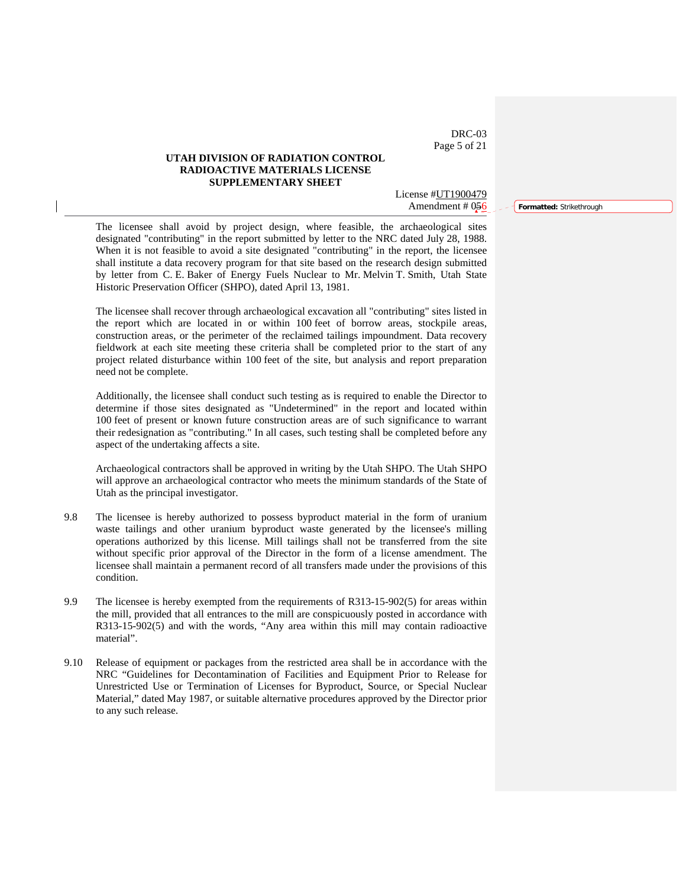The licensee shall avoid by project design, where feasible, the archaeological sites designated "contributing" in the report submitted by letter to the NRC dated July 28, 1988. When it is not feasible to avoid a site designated "contributing" in the report, the licensee shall institute a data recovery program for that site based on the research design submitted by letter from C. E. Baker of Energy Fuels Nuclear to Mr. Melvin T. Smith, Utah State Historic Preservation Officer (SHPO), dated April 13, 1981.

The licensee shall recover through archaeological excavation all "contributing" sites listed in the report which are located in or within 100 feet of borrow areas, stockpile areas, construction areas, or the perimeter of the reclaimed tailings impoundment. Data recovery fieldwork at each site meeting these criteria shall be completed prior to the start of any project related disturbance within 100 feet of the site, but analysis and report preparation need not be complete.

Additionally, the licensee shall conduct such testing as is required to enable the Director to determine if those sites designated as "Undetermined" in the report and located within 100 feet of present or known future construction areas are of such significance to warrant their redesignation as "contributing." In all cases, such testing shall be completed before any aspect of the undertaking affects a site.

Archaeological contractors shall be approved in writing by the Utah SHPO. The Utah SHPO will approve an archaeological contractor who meets the minimum standards of the State of Utah as the principal investigator.

9.8 The licensee is hereby authorized to possess byproduct material in the form of uranium waste tailings and other uranium byproduct waste generated by the licensee's milling operations authorized by this license. Mill tailings shall not be transferred from the site without specific prior approval of the Director in the form of a license amendment. The licensee shall maintain a permanent record of all transfers made under the provisions of this condition.

9.9 The licensee is hereby exempted from the requirements of R313-15-902(5) for areas within the mill, provided that all entrances to the mill are conspicuously posted in accordance with R313-15-902(5) and with the words, "Any area within this mill may contain radioactive material".

9.10 Release of equipment or packages from the restricted area shall be in accordance with the NRC "Guidelines for Decontamination of Facilities and Equipment Prior to Release for Unrestricted Use or Termination of Licenses for Byproduct, Source, or Special Nuclear Material," dated May 1987, or suitable alternative procedures approved by the Director prior to any such release.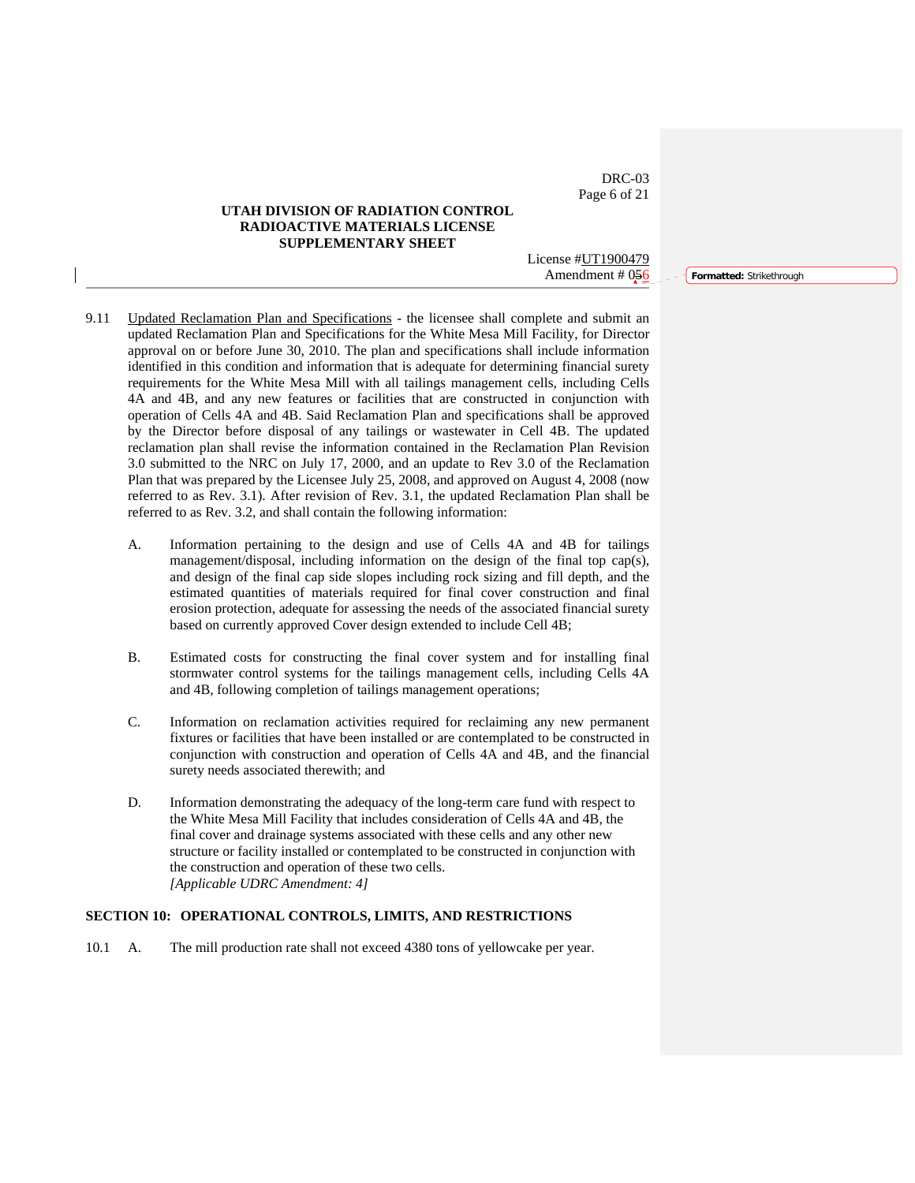9.11 Updated Reclamation Plan and Specifications - the licensee shall complete and submit an updated Reclamation Plan and Specifications for the White Mesa Mill Facility, for Director approval on or before June 30, 2010. The plan and specifications shall include information identified in this condition and information that is adequate for determining financial surety requirements for the White Mesa Mill with all tailings management cells, including Cells 4A and 4B, and any new features or facilities that are constructed in conjunction with operation of Cells 4A and 4B. Said Reclamation Plan and specifications shall be approved by the Director before disposal of any tailings or wastewater in Cell 4B. The updated reclamation plan shall revise the information contained in the Reclamation Plan Revision 3.0 submitted to the NRC on July 17, 2000, and an update to Rev 3.0 of the Reclamation Plan that was prepared by the Licensee July 25, 2008, and approved on August 4, 2008 (now referred to as Rev. 3.1). After revision of Rev. 3.1, the updated Reclamation Plan shall be referred to as Rev. 3.2, and shall contain the following information:

A. Information pertaining to the design and use of Cells 4A and 4B for tailings management/disposal, including information on the design of the final top cap(s), and design of the final cap side slopes including rock sizing and fill depth, and the estimated quantities of materials required for final cover construction and final erosion protection, adequate for assessing the needs of the associated financial surety based on currently approved Cover design extended to include Cell 4B;

B. Estimated costs for constructing the final cover system and for installing final stormwater control systems for the tailings management cells, including Cells 4A and 4B, following completion of tailings management operations;

C. Information on reclamation activities required for reclaiming any new permanent fixtures or facilities that have been installed or are contemplated to be constructed in conjunction with construction and operation of Cells 4A and 4B, and the financial surety needs associated therewith; and

D. Information demonstrating the adequacy of the long-term care fund with respect to the White Mesa Mill Facility that includes consideration of Cells 4A and 4B, the final cover and drainage systems associated with these cells and any other new structure or facility installed or contemplated to be constructed in conjunction with the construction and operation of these two cells.
*[Applicable UDRC Amendment: 4]*

## SECTION 10: OPERATIONAL CONTROLS, LIMITS, AND RESTRICTIONS

10.1 A. The mill production rate shall not exceed 4380 tons of yellowcake per year.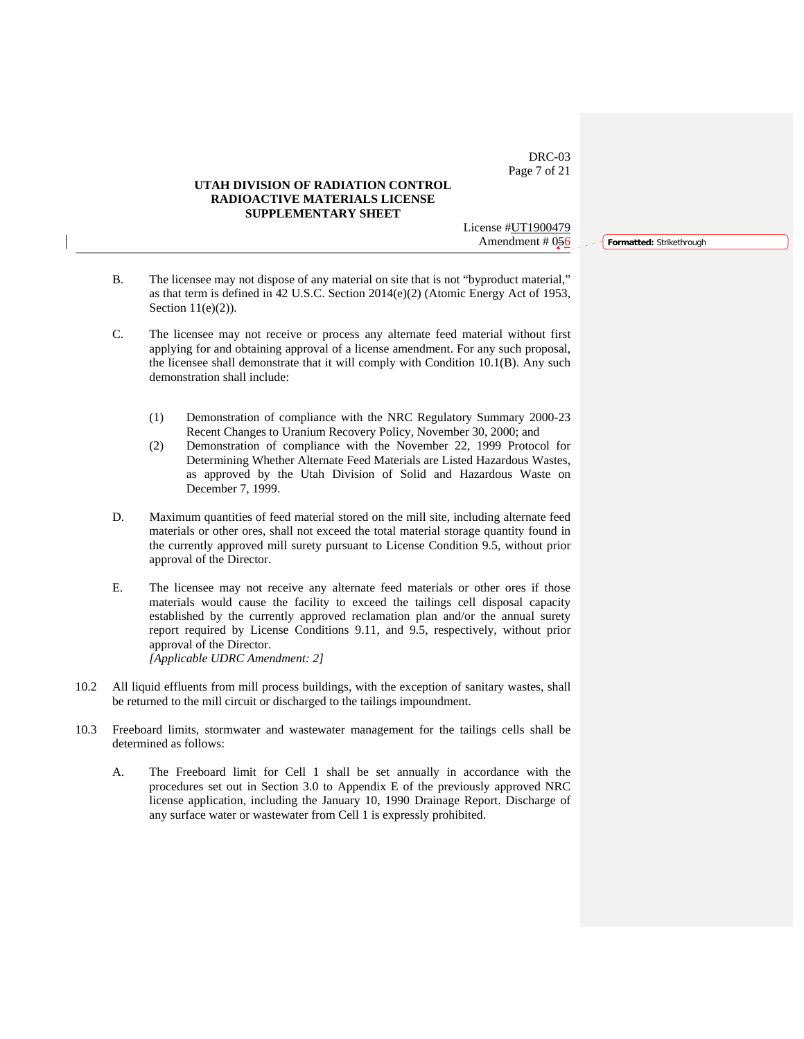B. The licensee may not dispose of any material on site that is not "byproduct material," as that term is defined in 42 U.S.C. Section 2014(e)(2) (Atomic Energy Act of 1953, Section 11(e)(2)).

C. The licensee may not receive or process any alternate feed material without first applying for and obtaining approval of a license amendment. For any such proposal, the licensee shall demonstrate that it will comply with Condition 10.1(B). Any such demonstration shall include:

   (1) Demonstration of compliance with the NRC Regulatory Summary 2000-23 Recent Changes to Uranium Recovery Policy, November 30, 2000; and

   (2) Demonstration of compliance with the November 22, 1999 Protocol for Determining Whether Alternate Feed Materials are Listed Hazardous Wastes, as approved by the Utah Division of Solid and Hazardous Waste on December 7, 1999.

D. Maximum quantities of feed material stored on the mill site, including alternate feed materials or other ores, shall not exceed the total material storage quantity found in the currently approved mill surety pursuant to License Condition 9.5, without prior approval of the Director.

E. The licensee may not receive any alternate feed materials or other ores if those materials would cause the facility to exceed the tailings cell disposal capacity established by the currently approved reclamation plan and/or the annual surety report required by License Conditions 9.11, and 9.5, respectively, without prior approval of the Director.
*[Applicable UDRC Amendment: 2]*

10.2 All liquid effluents from mill process buildings, with the exception of sanitary wastes, shall be returned to the mill circuit or discharged to the tailings impoundment.

10.3 Freeboard limits, stormwater and wastewater management for the tailings cells shall be determined as follows:

A. The Freeboard limit for Cell 1 shall be set annually in accordance with the procedures set out in Section 3.0 to Appendix E of the previously approved NRC license application, including the January 10, 1990 Drainage Report. Discharge of any surface water or wastewater from Cell 1 is expressly prohibited.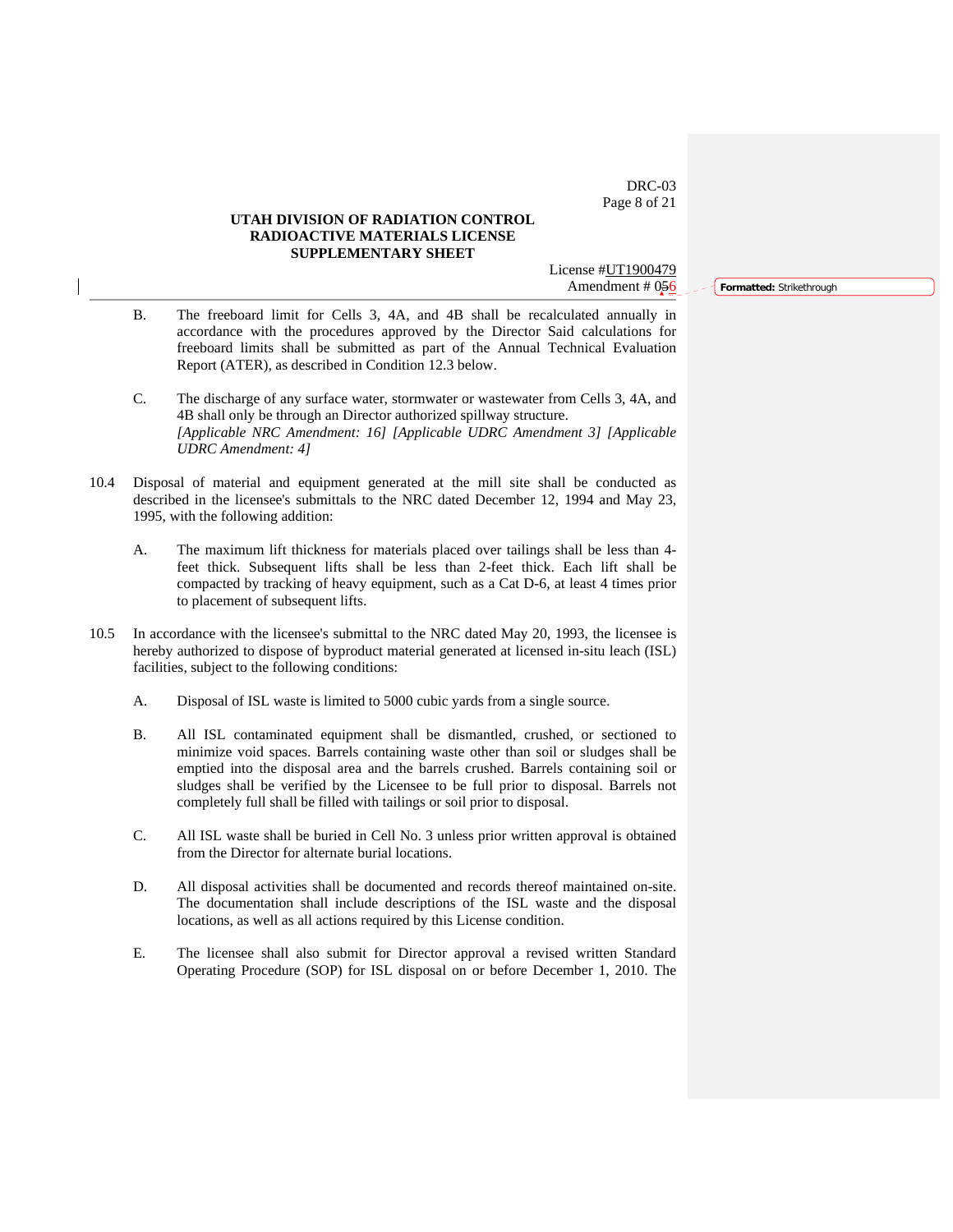**UTAH DIVISION OF RADIATION CONTROL**
**RADIOACTIVE MATERIALS LICENSE**
**SUPPLEMENTARY SHEET**

License #UT1900479
Amendment # 056

B. The freeboard limit for Cells 3, 4A, and 4B shall be recalculated annually in accordance with the procedures approved by the Director Said calculations for freeboard limits shall be submitted as part of the Annual Technical Evaluation Report (ATER), as described in Condition 12.3 below.

C. The discharge of any surface water, stormwater or wastewater from Cells 3, 4A, and 4B shall only be through an Director authorized spillway structure.
*[Applicable NRC Amendment: 16] [Applicable UDRC Amendment 3] [Applicable UDRC Amendment: 4]*

10.4 Disposal of material and equipment generated at the mill site shall be conducted as described in the licensee's submittals to the NRC dated December 12, 1994 and May 23, 1995, with the following addition:

A. The maximum lift thickness for materials placed over tailings shall be less than 4-feet thick. Subsequent lifts shall be less than 2-feet thick. Each lift shall be compacted by tracking of heavy equipment, such as a Cat D-6, at least 4 times prior to placement of subsequent lifts.

10.5 In accordance with the licensee's submittal to the NRC dated May 20, 1993, the licensee is hereby authorized to dispose of byproduct material generated at licensed in-situ leach (ISL) facilities, subject to the following conditions:

A. Disposal of ISL waste is limited to 5000 cubic yards from a single source.

B. All ISL contaminated equipment shall be dismantled, crushed, or sectioned to minimize void spaces. Barrels containing waste other than soil or sludges shall be emptied into the disposal area and the barrels crushed. Barrels containing soil or sludges shall be verified by the Licensee to be full prior to disposal. Barrels not completely full shall be filled with tailings or soil prior to disposal.

C. All ISL waste shall be buried in Cell No. 3 unless prior written approval is obtained from the Director for alternate burial locations.

D. All disposal activities shall be documented and records thereof maintained on-site. The documentation shall include descriptions of the ISL waste and the disposal locations, as well as all actions required by this License condition.

E. The licensee shall also submit for Director approval a revised written Standard Operating Procedure (SOP) for ISL disposal on or before December 1, 2010. The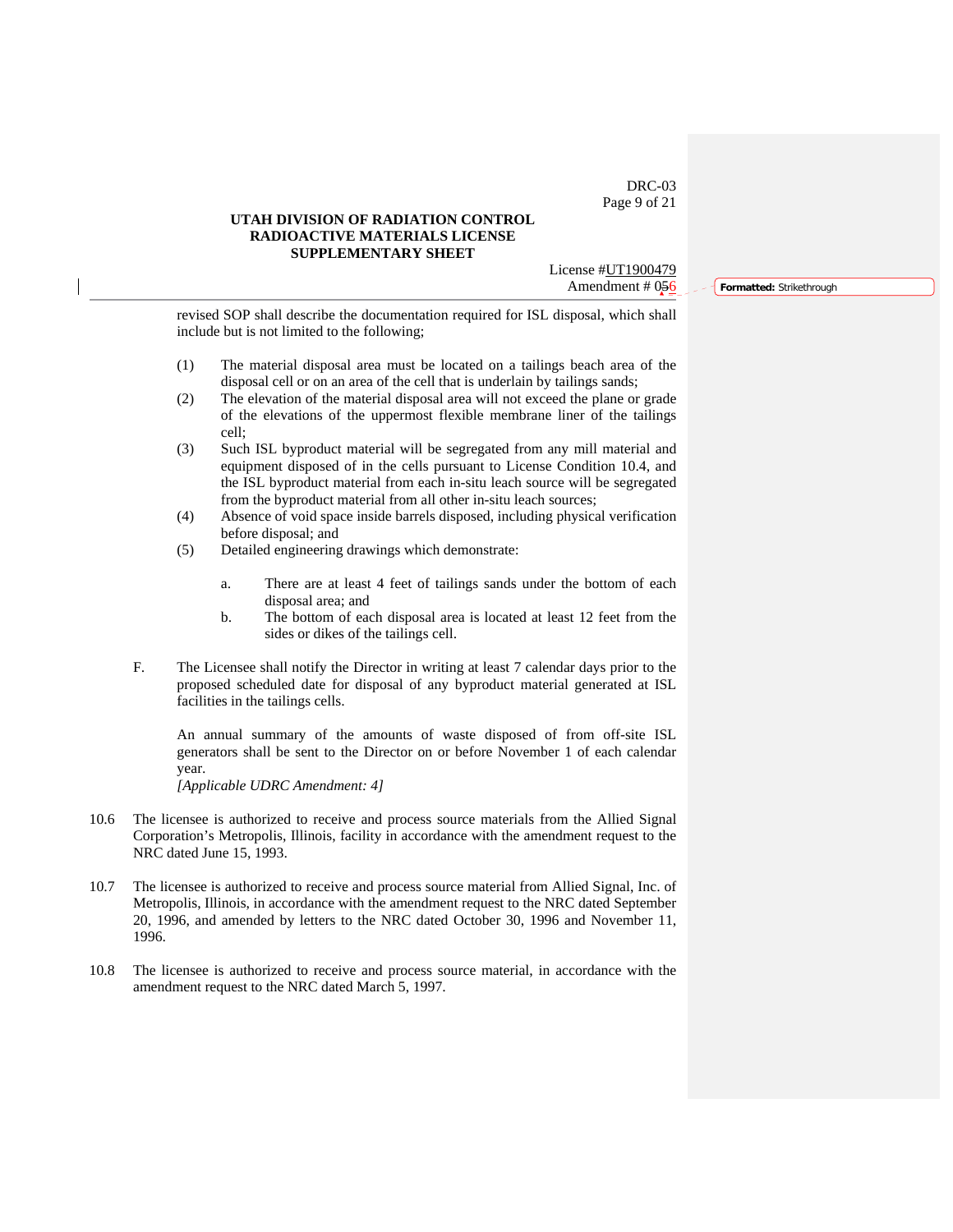revised SOP shall describe the documentation required for ISL disposal, which shall include but is not limited to the following;

(1) The material disposal area must be located on a tailings beach area of the disposal cell or on an area of the cell that is underlain by tailings sands;

(2) The elevation of the material disposal area will not exceed the plane or grade of the elevations of the uppermost flexible membrane liner of the tailings cell;

(3) Such ISL byproduct material will be segregated from any mill material and equipment disposed of in the cells pursuant to License Condition 10.4, and the ISL byproduct material from each in-situ leach source will be segregated from the byproduct material from all other in-situ leach sources;

(4) Absence of void space inside barrels disposed, including physical verification before disposal; and

(5) Detailed engineering drawings which demonstrate:

   a. There are at least 4 feet of tailings sands under the bottom of each disposal area; and

   b. The bottom of each disposal area is located at least 12 feet from the sides or dikes of the tailings cell.

F. The Licensee shall notify the Director in writing at least 7 calendar days prior to the proposed scheduled date for disposal of any byproduct material generated at ISL facilities in the tailings cells.

   An annual summary of the amounts of waste disposed of from off-site ISL generators shall be sent to the Director on or before November 1 of each calendar year.
   *[Applicable UDRC Amendment: 4]*

10.6 The licensee is authorized to receive and process source materials from the Allied Signal Corporation's Metropolis, Illinois, facility in accordance with the amendment request to the NRC dated June 15, 1993.

10.7 The licensee is authorized to receive and process source material from Allied Signal, Inc. of Metropolis, Illinois, in accordance with the amendment request to the NRC dated September 20, 1996, and amended by letters to the NRC dated October 30, 1996 and November 11, 1996.

10.8 The licensee is authorized to receive and process source material, in accordance with the amendment request to the NRC dated March 5, 1997.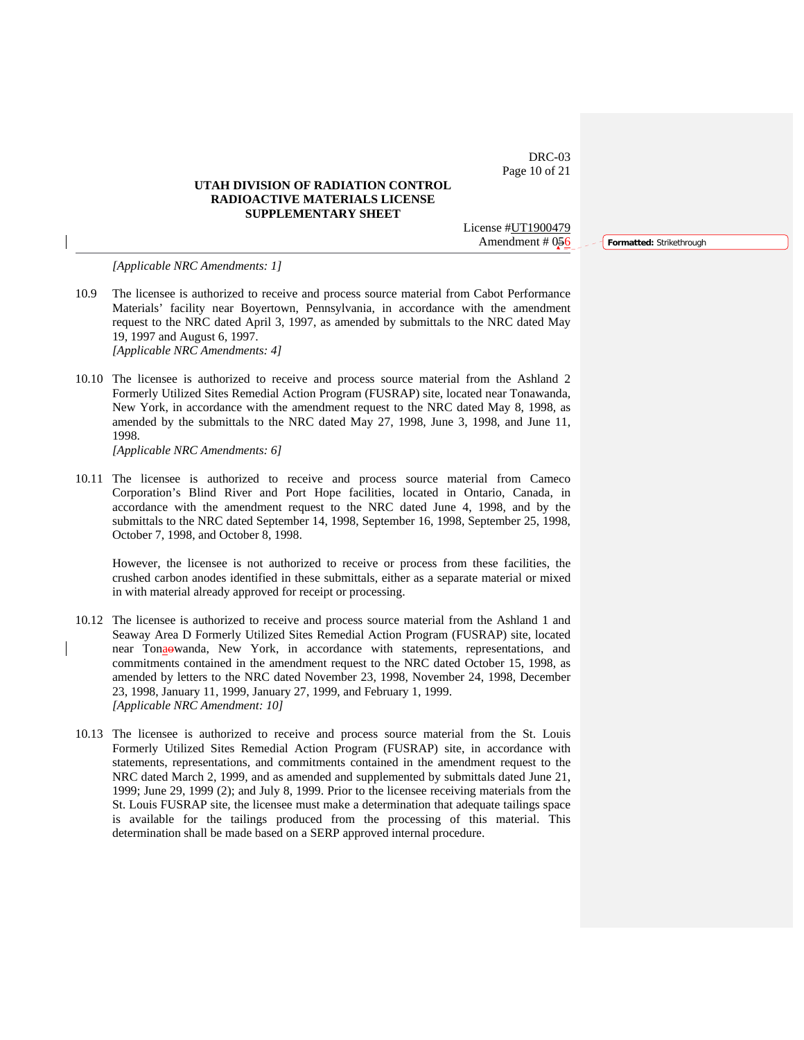**UTAH DIVISION OF RADIATION CONTROL**
**RADIOACTIVE MATERIALS LICENSE**
**SUPPLEMENTARY SHEET**

License #UT1900479
Amendment # 056

*[Applicable NRC Amendments: 1]*

10.9 The licensee is authorized to receive and process source material from Cabot Performance Materials' facility near Boyertown, Pennsylvania, in accordance with the amendment request to the NRC dated April 3, 1997, as amended by submittals to the NRC dated May 19, 1997 and August 6, 1997.
*[Applicable NRC Amendments: 4]*

10.10 The licensee is authorized to receive and process source material from the Ashland 2 Formerly Utilized Sites Remedial Action Program (FUSRAP) site, located near Tonawanda, New York, in accordance with the amendment request to the NRC dated May 8, 1998, as amended by the submittals to the NRC dated May 27, 1998, June 3, 1998, and June 11, 1998.
*[Applicable NRC Amendments: 6]*

10.11 The licensee is authorized to receive and process source material from Cameco Corporation's Blind River and Port Hope facilities, located in Ontario, Canada, in accordance with the amendment request to the NRC dated June 4, 1998, and by the submittals to the NRC dated September 14, 1998, September 16, 1998, September 25, 1998, October 7, 1998, and October 8, 1998.

However, the licensee is not authorized to receive or process from these facilities, the crushed carbon anodes identified in these submittals, either as a separate material or mixed in with material already approved for receipt or processing.

10.12 The licensee is authorized to receive and process source material from the Ashland 1 and Seaway Area D Formerly Utilized Sites Remedial Action Program (FUSRAP) site, located near Tonaowanda, New York, in accordance with statements, representations, and commitments contained in the amendment request to the NRC dated October 15, 1998, as amended by letters to the NRC dated November 23, 1998, November 24, 1998, December 23, 1998, January 11, 1999, January 27, 1999, and February 1, 1999.
*[Applicable NRC Amendment: 10]*

10.13 The licensee is authorized to receive and process source material from the St. Louis Formerly Utilized Sites Remedial Action Program (FUSRAP) site, in accordance with statements, representations, and commitments contained in the amendment request to the NRC dated March 2, 1999, and as amended and supplemented by submittals dated June 21, 1999; June 29, 1999 (2); and July 8, 1999. Prior to the licensee receiving materials from the St. Louis FUSRAP site, the licensee must make a determination that adequate tailings space is available for the tailings produced from the processing of this material. This determination shall be made based on a SERP approved internal procedure.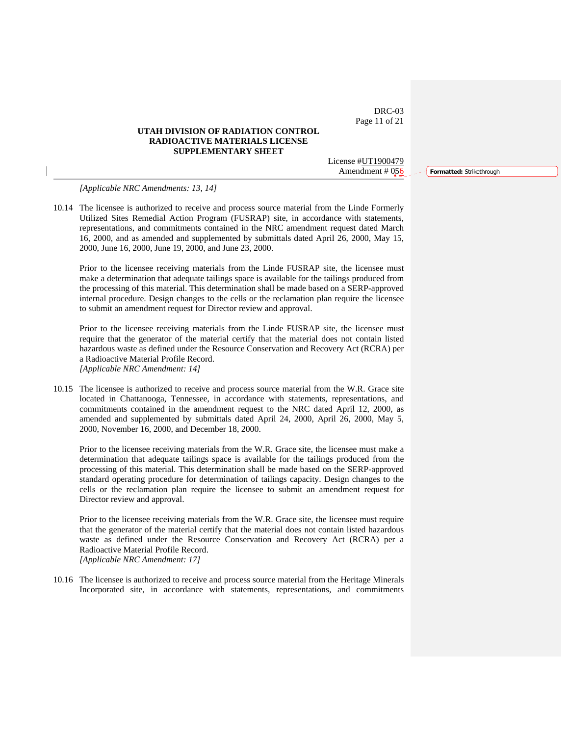*[Applicable NRC Amendments: 13, 14]*

10.14 The licensee is authorized to receive and process source material from the Linde Formerly Utilized Sites Remedial Action Program (FUSRAP) site, in accordance with statements, representations, and commitments contained in the NRC amendment request dated March 16, 2000, and as amended and supplemented by submittals dated April 26, 2000, May 15, 2000, June 16, 2000, June 19, 2000, and June 23, 2000.

Prior to the licensee receiving materials from the Linde FUSRAP site, the licensee must make a determination that adequate tailings space is available for the tailings produced from the processing of this material. This determination shall be made based on a SERP-approved internal procedure. Design changes to the cells or the reclamation plan require the licensee to submit an amendment request for Director review and approval.

Prior to the licensee receiving materials from the Linde FUSRAP site, the licensee must require that the generator of the material certify that the material does not contain listed hazardous waste as defined under the Resource Conservation and Recovery Act (RCRA) per a Radioactive Material Profile Record.
*[Applicable NRC Amendment: 14]*

10.15 The licensee is authorized to receive and process source material from the W.R. Grace site located in Chattanooga, Tennessee, in accordance with statements, representations, and commitments contained in the amendment request to the NRC dated April 12, 2000, as amended and supplemented by submittals dated April 24, 2000, April 26, 2000, May 5, 2000, November 16, 2000, and December 18, 2000.

Prior to the licensee receiving materials from the W.R. Grace site, the licensee must make a determination that adequate tailings space is available for the tailings produced from the processing of this material. This determination shall be made based on the SERP-approved standard operating procedure for determination of tailings capacity. Design changes to the cells or the reclamation plan require the licensee to submit an amendment request for Director review and approval.

Prior to the licensee receiving materials from the W.R. Grace site, the licensee must require that the generator of the material certify that the material does not contain listed hazardous waste as defined under the Resource Conservation and Recovery Act (RCRA) per a Radioactive Material Profile Record.
*[Applicable NRC Amendment: 17]*

10.16 The licensee is authorized to receive and process source material from the Heritage Minerals Incorporated site, in accordance with statements, representations, and commitments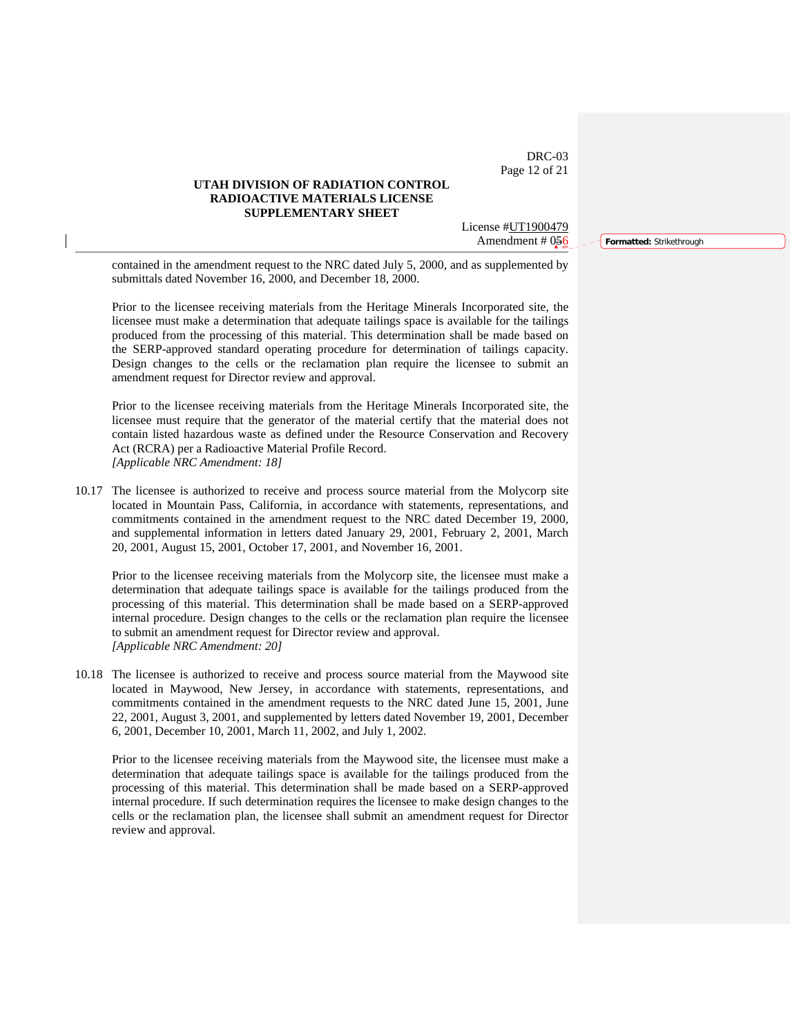contained in the amendment request to the NRC dated July 5, 2000, and as supplemented by submittals dated November 16, 2000, and December 18, 2000.

Prior to the licensee receiving materials from the Heritage Minerals Incorporated site, the licensee must make a determination that adequate tailings space is available for the tailings produced from the processing of this material. This determination shall be made based on the SERP-approved standard operating procedure for determination of tailings capacity. Design changes to the cells or the reclamation plan require the licensee to submit an amendment request for Director review and approval.

Prior to the licensee receiving materials from the Heritage Minerals Incorporated site, the licensee must require that the generator of the material certify that the material does not contain listed hazardous waste as defined under the Resource Conservation and Recovery Act (RCRA) per a Radioactive Material Profile Record.
*[Applicable NRC Amendment: 18]*

10.17 The licensee is authorized to receive and process source material from the Molycorp site located in Mountain Pass, California, in accordance with statements, representations, and commitments contained in the amendment request to the NRC dated December 19, 2000, and supplemental information in letters dated January 29, 2001, February 2, 2001, March 20, 2001, August 15, 2001, October 17, 2001, and November 16, 2001.

Prior to the licensee receiving materials from the Molycorp site, the licensee must make a determination that adequate tailings space is available for the tailings produced from the processing of this material. This determination shall be made based on a SERP-approved internal procedure. Design changes to the cells or the reclamation plan require the licensee to submit an amendment request for Director review and approval.
*[Applicable NRC Amendment: 20]*

10.18 The licensee is authorized to receive and process source material from the Maywood site located in Maywood, New Jersey, in accordance with statements, representations, and commitments contained in the amendment requests to the NRC dated June 15, 2001, June 22, 2001, August 3, 2001, and supplemented by letters dated November 19, 2001, December 6, 2001, December 10, 2001, March 11, 2002, and July 1, 2002.

Prior to the licensee receiving materials from the Maywood site, the licensee must make a determination that adequate tailings space is available for the tailings produced from the processing of this material. This determination shall be made based on a SERP-approved internal procedure. If such determination requires the licensee to make design changes to the cells or the reclamation plan, the licensee shall submit an amendment request for Director review and approval.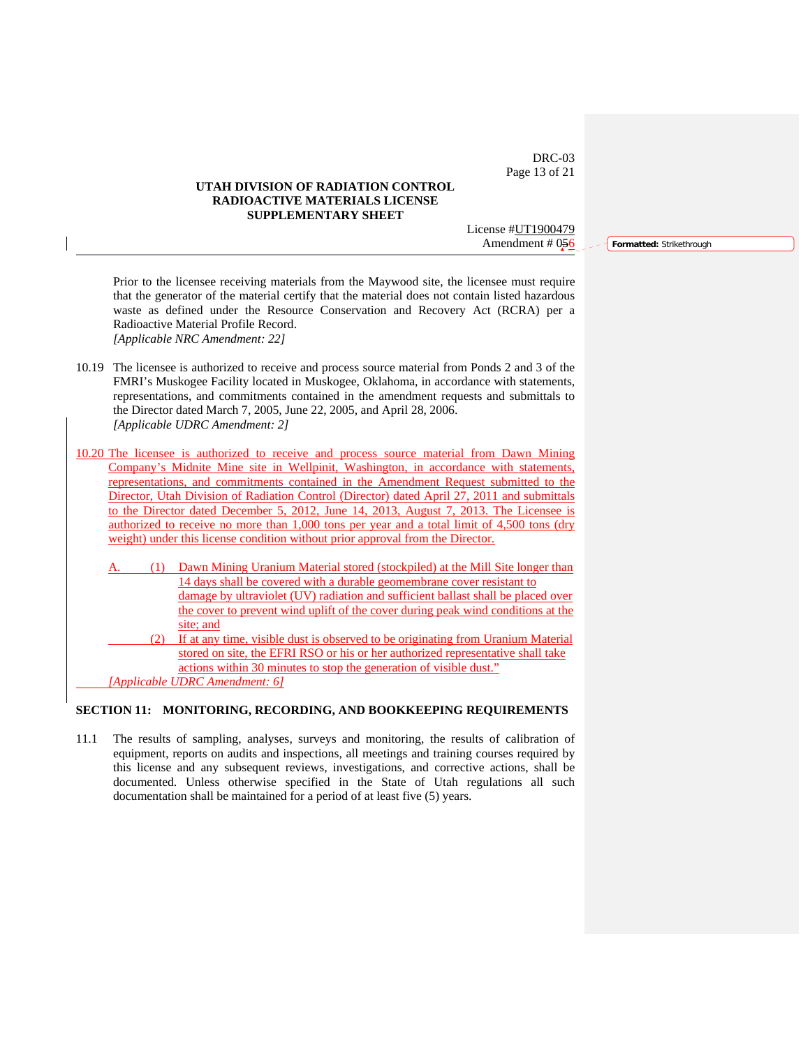UTAH DIVISION OF RADIATION CONTROL
RADIOACTIVE MATERIALS LICENSE
SUPPLEMENTARY SHEET

License #UT1900479
Amendment # 056

Prior to the licensee receiving materials from the Maywood site, the licensee must require that the generator of the material certify that the material does not contain listed hazardous waste as defined under the Resource Conservation and Recovery Act (RCRA) per a Radioactive Material Profile Record.
*[Applicable NRC Amendment: 22]*

10.19 The licensee is authorized to receive and process source material from Ponds 2 and 3 of the FMRI's Muskogee Facility located in Muskogee, Oklahoma, in accordance with statements, representations, and commitments contained in the amendment requests and submittals to the Director dated March 7, 2005, June 22, 2005, and April 28, 2006.
*[Applicable UDRC Amendment: 2]*

10.20 The licensee is authorized to receive and process source material from Dawn Mining Company's Midnite Mine site in Wellpinit, Washington, in accordance with statements, representations, and commitments contained in the Amendment Request submitted to the Director, Utah Division of Radiation Control (Director) dated April 27, 2011 and submittals to the Director dated December 5, 2012, June 14, 2013, August 7, 2013. The Licensee is authorized to receive no more than 1,000 tons per year and a total limit of 4,500 tons (dry weight) under this license condition without prior approval from the Director.

A. (1) Dawn Mining Uranium Material stored (stockpiled) at the Mill Site longer than 14 days shall be covered with a durable geomembrane cover resistant to damage by ultraviolet (UV) radiation and sufficient ballast shall be placed over the cover to prevent wind uplift of the cover during peak wind conditions at the site; and

(2) If at any time, visible dust is observed to be originating from Uranium Material stored on site, the EFRI RSO or his or her authorized representative shall take actions within 30 minutes to stop the generation of visible dust."

*[Applicable UDRC Amendment: 6]*

## SECTION 11: MONITORING, RECORDING, AND BOOKKEEPING REQUIREMENTS

11.1 The results of sampling, analyses, surveys and monitoring, the results of calibration of equipment, reports on audits and inspections, all meetings and training courses required by this license and any subsequent reviews, investigations, and corrective actions, shall be documented. Unless otherwise specified in the State of Utah regulations all such documentation shall be maintained for a period of at least five (5) years.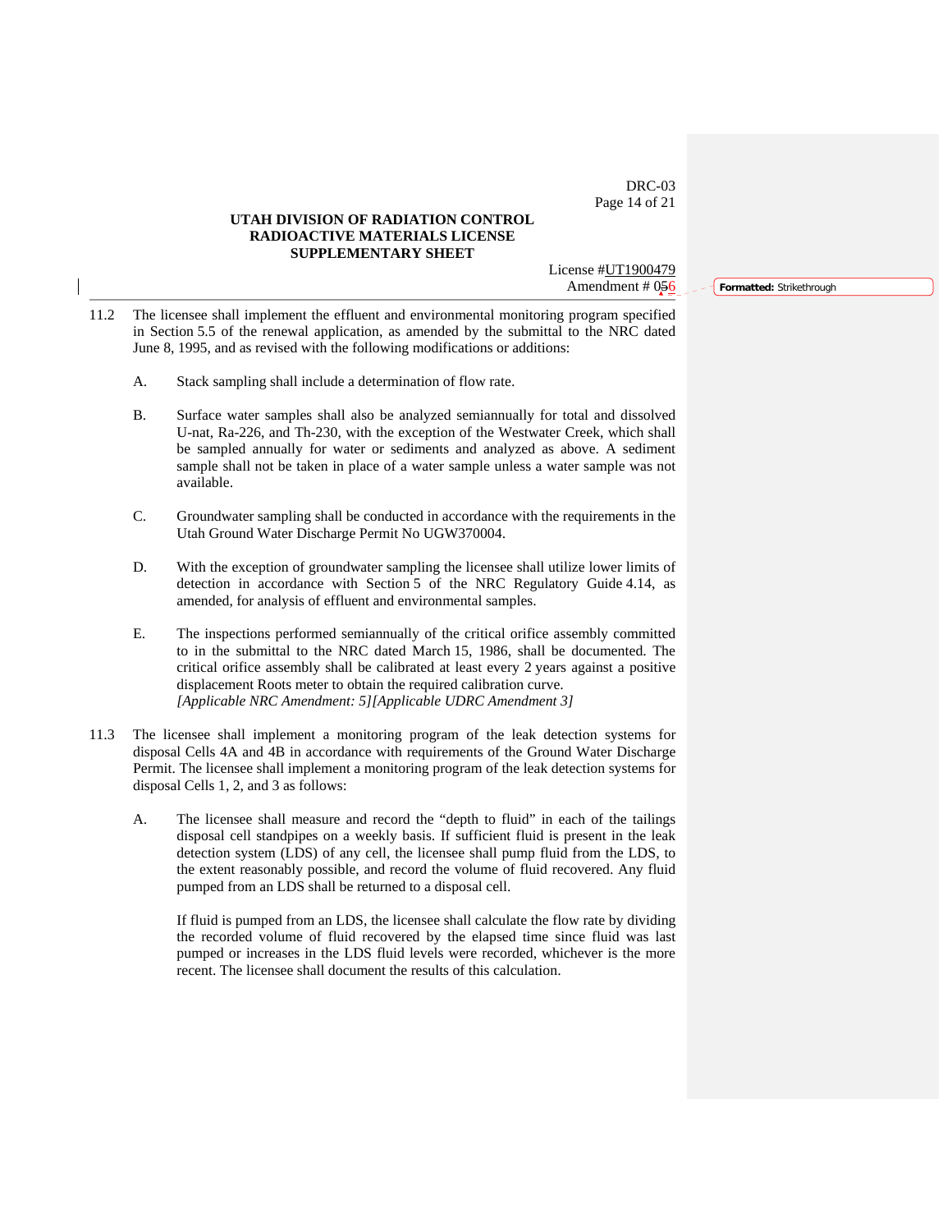**UTAH DIVISION OF RADIATION CONTROL**
**RADIOACTIVE MATERIALS LICENSE**
**SUPPLEMENTARY SHEET**

License #UT1900479
Amendment # 056

11.2 The licensee shall implement the effluent and environmental monitoring program specified in Section 5.5 of the renewal application, as amended by the submittal to the NRC dated June 8, 1995, and as revised with the following modifications or additions:

A. Stack sampling shall include a determination of flow rate.

B. Surface water samples shall also be analyzed semiannually for total and dissolved U-nat, Ra-226, and Th-230, with the exception of the Westwater Creek, which shall be sampled annually for water or sediments and analyzed as above. A sediment sample shall not be taken in place of a water sample unless a water sample was not available.

C. Groundwater sampling shall be conducted in accordance with the requirements in the Utah Ground Water Discharge Permit No UGW370004.

D. With the exception of groundwater sampling the licensee shall utilize lower limits of detection in accordance with Section 5 of the NRC Regulatory Guide 4.14, as amended, for analysis of effluent and environmental samples.

E. The inspections performed semiannually of the critical orifice assembly committed to in the submittal to the NRC dated March 15, 1986, shall be documented. The critical orifice assembly shall be calibrated at least every 2 years against a positive displacement Roots meter to obtain the required calibration curve.
*[Applicable NRC Amendment: 5][Applicable UDRC Amendment 3]*

11.3 The licensee shall implement a monitoring program of the leak detection systems for disposal Cells 4A and 4B in accordance with requirements of the Ground Water Discharge Permit. The licensee shall implement a monitoring program of the leak detection systems for disposal Cells 1, 2, and 3 as follows:

A. The licensee shall measure and record the "depth to fluid" in each of the tailings disposal cell standpipes on a weekly basis. If sufficient fluid is present in the leak detection system (LDS) of any cell, the licensee shall pump fluid from the LDS, to the extent reasonably possible, and record the volume of fluid recovered. Any fluid pumped from an LDS shall be returned to a disposal cell.

If fluid is pumped from an LDS, the licensee shall calculate the flow rate by dividing the recorded volume of fluid recovered by the elapsed time since fluid was last pumped or increases in the LDS fluid levels were recorded, whichever is the more recent. The licensee shall document the results of this calculation.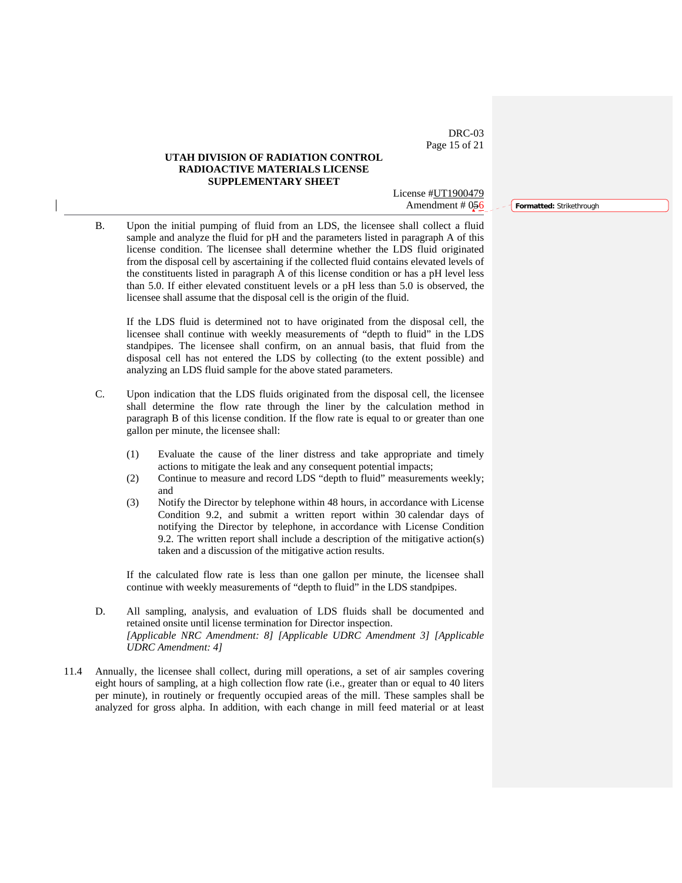B. Upon the initial pumping of fluid from an LDS, the licensee shall collect a fluid sample and analyze the fluid for pH and the parameters listed in paragraph A of this license condition. The licensee shall determine whether the LDS fluid originated from the disposal cell by ascertaining if the collected fluid contains elevated levels of the constituents listed in paragraph A of this license condition or has a pH level less than 5.0. If either elevated constituent levels or a pH less than 5.0 is observed, the licensee shall assume that the disposal cell is the origin of the fluid.

   If the LDS fluid is determined not to have originated from the disposal cell, the licensee shall continue with weekly measurements of "depth to fluid" in the LDS standpipes. The licensee shall confirm, on an annual basis, that fluid from the disposal cell has not entered the LDS by collecting (to the extent possible) and analyzing an LDS fluid sample for the above stated parameters.

C. Upon indication that the LDS fluids originated from the disposal cell, the licensee shall determine the flow rate through the liner by the calculation method in paragraph B of this license condition. If the flow rate is equal to or greater than one gallon per minute, the licensee shall:

   (1) Evaluate the cause of the liner distress and take appropriate and timely actions to mitigate the leak and any consequent potential impacts;
   (2) Continue to measure and record LDS "depth to fluid" measurements weekly; and
   (3) Notify the Director by telephone within 48 hours, in accordance with License Condition 9.2, and submit a written report within 30 calendar days of notifying the Director by telephone, in accordance with License Condition 9.2. The written report shall include a description of the mitigative action(s) taken and a discussion of the mitigative action results.

   If the calculated flow rate is less than one gallon per minute, the licensee shall continue with weekly measurements of "depth to fluid" in the LDS standpipes.

D. All sampling, analysis, and evaluation of LDS fluids shall be documented and retained onsite until license termination for Director inspection.
   *[Applicable NRC Amendment: 8] [Applicable UDRC Amendment 3] [Applicable UDRC Amendment: 4]*

11.4 Annually, the licensee shall collect, during mill operations, a set of air samples covering eight hours of sampling, at a high collection flow rate (i.e., greater than or equal to 40 liters per minute), in routinely or frequently occupied areas of the mill. These samples shall be analyzed for gross alpha. In addition, with each change in mill feed material or at least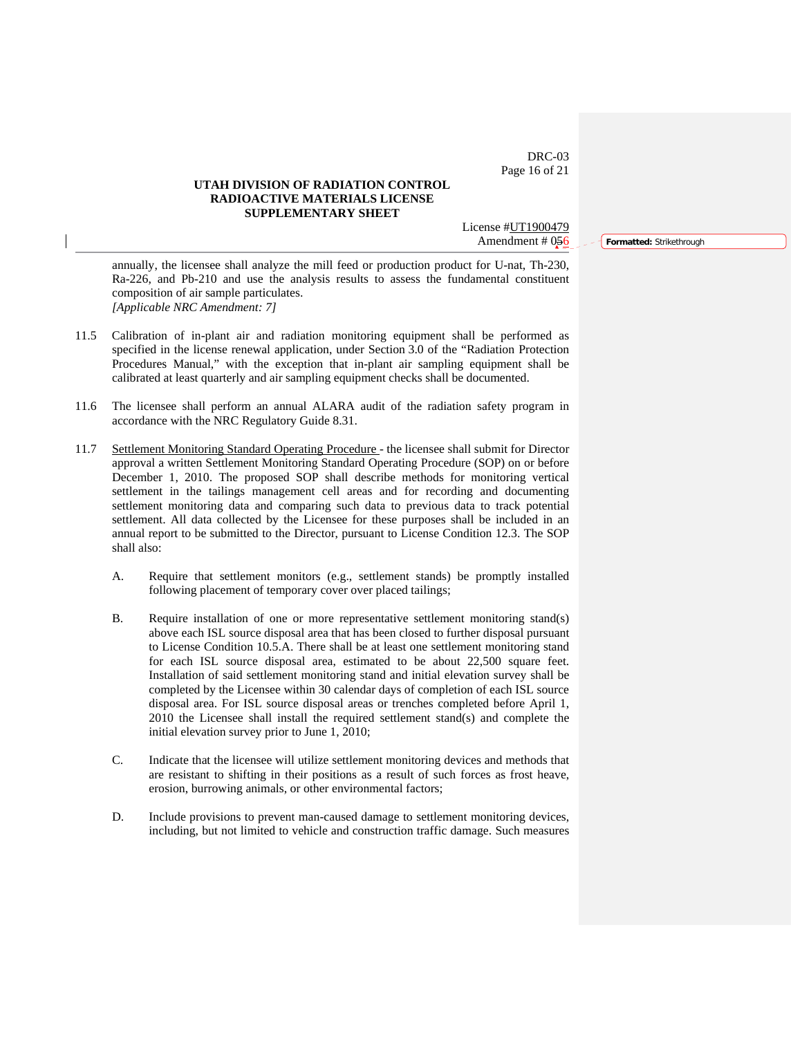annually, the licensee shall analyze the mill feed or production product for U-nat, Th-230, Ra-226, and Pb-210 and use the analysis results to assess the fundamental constituent composition of air sample particulates.
*[Applicable NRC Amendment: 7]*

11.5 Calibration of in-plant air and radiation monitoring equipment shall be performed as specified in the license renewal application, under Section 3.0 of the "Radiation Protection Procedures Manual," with the exception that in-plant air sampling equipment shall be calibrated at least quarterly and air sampling equipment checks shall be documented.

11.6 The licensee shall perform an annual ALARA audit of the radiation safety program in accordance with the NRC Regulatory Guide 8.31.

11.7 Settlement Monitoring Standard Operating Procedure - the licensee shall submit for Director approval a written Settlement Monitoring Standard Operating Procedure (SOP) on or before December 1, 2010. The proposed SOP shall describe methods for monitoring vertical settlement in the tailings management cell areas and for recording and documenting settlement monitoring data and comparing such data to previous data to track potential settlement. All data collected by the Licensee for these purposes shall be included in an annual report to be submitted to the Director, pursuant to License Condition 12.3. The SOP shall also:

A. Require that settlement monitors (e.g., settlement stands) be promptly installed following placement of temporary cover over placed tailings;

B. Require installation of one or more representative settlement monitoring stand(s) above each ISL source disposal area that has been closed to further disposal pursuant to License Condition 10.5.A. There shall be at least one settlement monitoring stand for each ISL source disposal area, estimated to be about 22,500 square feet. Installation of said settlement monitoring stand and initial elevation survey shall be completed by the Licensee within 30 calendar days of completion of each ISL source disposal area. For ISL source disposal areas or trenches completed before April 1, 2010 the Licensee shall install the required settlement stand(s) and complete the initial elevation survey prior to June 1, 2010;

C. Indicate that the licensee will utilize settlement monitoring devices and methods that are resistant to shifting in their positions as a result of such forces as frost heave, erosion, burrowing animals, or other environmental factors;

D. Include provisions to prevent man-caused damage to settlement monitoring devices, including, but not limited to vehicle and construction traffic damage. Such measures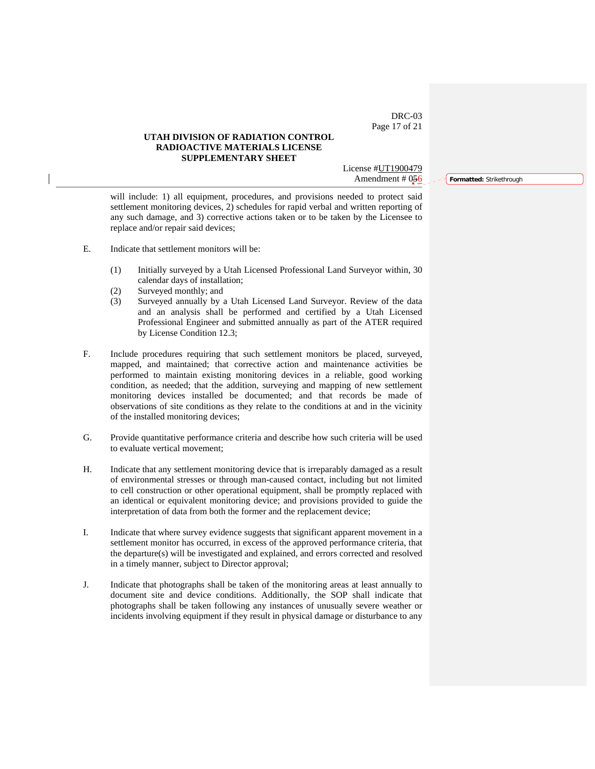will include: 1) all equipment, procedures, and provisions needed to protect said settlement monitoring devices, 2) schedules for rapid verbal and written reporting of any such damage, and 3) corrective actions taken or to be taken by the Licensee to replace and/or repair said devices;

E. Indicate that settlement monitors will be:

(1) Initially surveyed by a Utah Licensed Professional Land Surveyor within, 30 calendar days of installation;
(2) Surveyed monthly; and
(3) Surveyed annually by a Utah Licensed Land Surveyor. Review of the data and an analysis shall be performed and certified by a Utah Licensed Professional Engineer and submitted annually as part of the ATER required by License Condition 12.3;

F. Include procedures requiring that such settlement monitors be placed, surveyed, mapped, and maintained; that corrective action and maintenance activities be performed to maintain existing monitoring devices in a reliable, good working condition, as needed; that the addition, surveying and mapping of new settlement monitoring devices installed be documented; and that records be made of observations of site conditions as they relate to the conditions at and in the vicinity of the installed monitoring devices;

G. Provide quantitative performance criteria and describe how such criteria will be used to evaluate vertical movement;

H. Indicate that any settlement monitoring device that is irreparably damaged as a result of environmental stresses or through man-caused contact, including but not limited to cell construction or other operational equipment, shall be promptly replaced with an identical or equivalent monitoring device; and provisions provided to guide the interpretation of data from both the former and the replacement device;

I. Indicate that where survey evidence suggests that significant apparent movement in a settlement monitor has occurred, in excess of the approved performance criteria, that the departure(s) will be investigated and explained, and errors corrected and resolved in a timely manner, subject to Director approval;

J. Indicate that photographs shall be taken of the monitoring areas at least annually to document site and device conditions. Additionally, the SOP shall indicate that photographs shall be taken following any instances of unusually severe weather or incidents involving equipment if they result in physical damage or disturbance to any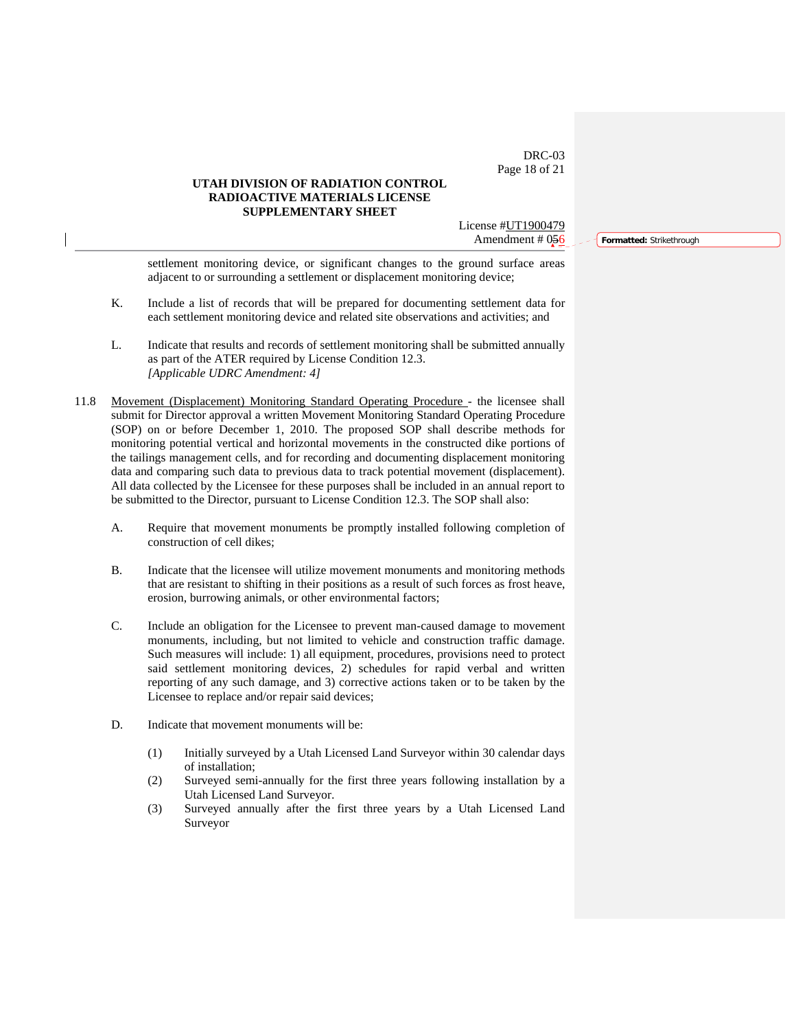settlement monitoring device, or significant changes to the ground surface areas adjacent to or surrounding a settlement or displacement monitoring device;

K. Include a list of records that will be prepared for documenting settlement data for each settlement monitoring device and related site observations and activities; and

L. Indicate that results and records of settlement monitoring shall be submitted annually as part of the ATER required by License Condition 12.3.
*[Applicable UDRC Amendment: 4]*

11.8 Movement (Displacement) Monitoring Standard Operating Procedure - the licensee shall submit for Director approval a written Movement Monitoring Standard Operating Procedure (SOP) on or before December 1, 2010. The proposed SOP shall describe methods for monitoring potential vertical and horizontal movements in the constructed dike portions of the tailings management cells, and for recording and documenting displacement monitoring data and comparing such data to previous data to track potential movement (displacement). All data collected by the Licensee for these purposes shall be included in an annual report to be submitted to the Director, pursuant to License Condition 12.3. The SOP shall also:

A. Require that movement monuments be promptly installed following completion of construction of cell dikes;

B. Indicate that the licensee will utilize movement monuments and monitoring methods that are resistant to shifting in their positions as a result of such forces as frost heave, erosion, burrowing animals, or other environmental factors;

C. Include an obligation for the Licensee to prevent man-caused damage to movement monuments, including, but not limited to vehicle and construction traffic damage. Such measures will include: 1) all equipment, procedures, provisions need to protect said settlement monitoring devices, 2) schedules for rapid verbal and written reporting of any such damage, and 3) corrective actions taken or to be taken by the Licensee to replace and/or repair said devices;

D. Indicate that movement monuments will be:

(1) Initially surveyed by a Utah Licensed Land Surveyor within 30 calendar days of installation;
(2) Surveyed semi-annually for the first three years following installation by a Utah Licensed Land Surveyor.
(3) Surveyed annually after the first three years by a Utah Licensed Land Surveyor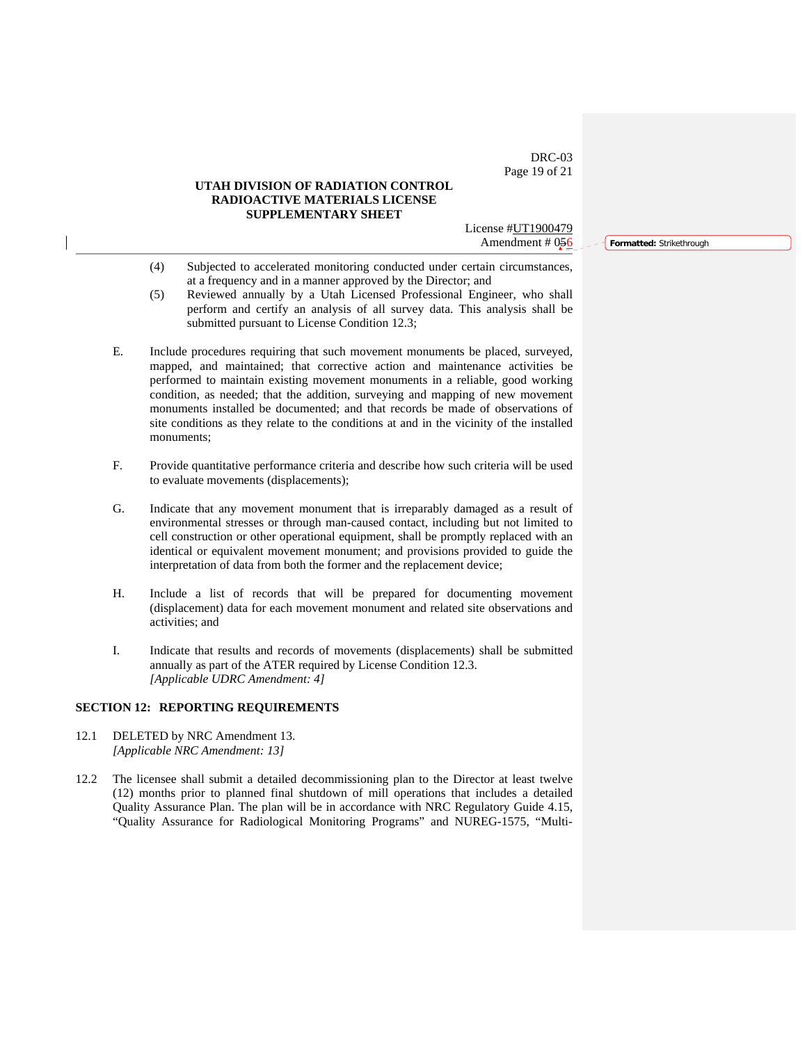(4) Subjected to accelerated monitoring conducted under certain circumstances, at a frequency and in a manner approved by the Director; and

(5) Reviewed annually by a Utah Licensed Professional Engineer, who shall perform and certify an analysis of all survey data. This analysis shall be submitted pursuant to License Condition 12.3;

E. Include procedures requiring that such movement monuments be placed, surveyed, mapped, and maintained; that corrective action and maintenance activities be performed to maintain existing movement monuments in a reliable, good working condition, as needed; that the addition, surveying and mapping of new movement monuments installed be documented; and that records be made of observations of site conditions as they relate to the conditions at and in the vicinity of the installed monuments;

F. Provide quantitative performance criteria and describe how such criteria will be used to evaluate movements (displacements);

G. Indicate that any movement monument that is irreparably damaged as a result of environmental stresses or through man-caused contact, including but not limited to cell construction or other operational equipment, shall be promptly replaced with an identical or equivalent movement monument; and provisions provided to guide the interpretation of data from both the former and the replacement device;

H. Include a list of records that will be prepared for documenting movement (displacement) data for each movement monument and related site observations and activities; and

I. Indicate that results and records of movements (displacements) shall be submitted annually as part of the ATER required by License Condition 12.3.
*[Applicable UDRC Amendment: 4]*

## SECTION 12: REPORTING REQUIREMENTS

12.1 DELETED by NRC Amendment 13.
*[Applicable NRC Amendment: 13]*

12.2 The licensee shall submit a detailed decommissioning plan to the Director at least twelve (12) months prior to planned final shutdown of mill operations that includes a detailed Quality Assurance Plan. The plan will be in accordance with NRC Regulatory Guide 4.15, "Quality Assurance for Radiological Monitoring Programs" and NUREG-1575, "Multi-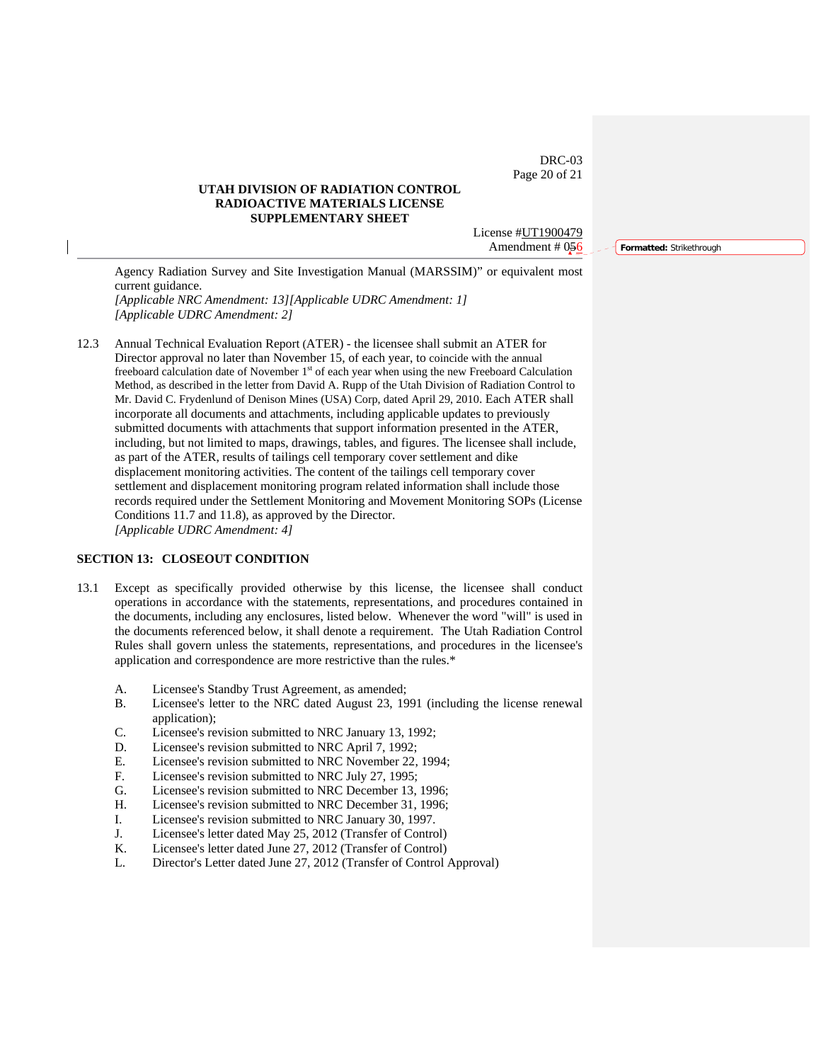Agency Radiation Survey and Site Investigation Manual (MARSSIM)" or equivalent most current guidance.
*[Applicable NRC Amendment: 13][Applicable UDRC Amendment: 1]*
*[Applicable UDRC Amendment: 2]*

12.3 Annual Technical Evaluation Report (ATER) - the licensee shall submit an ATER for Director approval no later than November 15, of each year, to coincide with the annual freeboard calculation date of November 1st of each year when using the new Freeboard Calculation Method, as described in the letter from David A. Rupp of the Utah Division of Radiation Control to Mr. David C. Frydenlund of Denison Mines (USA) Corp, dated April 29, 2010. Each ATER shall incorporate all documents and attachments, including applicable updates to previously submitted documents with attachments that support information presented in the ATER, including, but not limited to maps, drawings, tables, and figures. The licensee shall include, as part of the ATER, results of tailings cell temporary cover settlement and dike displacement monitoring activities. The content of the tailings cell temporary cover settlement and displacement monitoring program related information shall include those records required under the Settlement Monitoring and Movement Monitoring SOPs (License Conditions 11.7 and 11.8), as approved by the Director.
*[Applicable UDRC Amendment: 4]*

## SECTION 13: CLOSEOUT CONDITION

13.1 Except as specifically provided otherwise by this license, the licensee shall conduct operations in accordance with the statements, representations, and procedures contained in the documents, including any enclosures, listed below. Whenever the word "will" is used in the documents referenced below, it shall denote a requirement. The Utah Radiation Control Rules shall govern unless the statements, representations, and procedures in the licensee's application and correspondence are more restrictive than the rules.*

A. Licensee's Standby Trust Agreement, as amended;
B. Licensee's letter to the NRC dated August 23, 1991 (including the license renewal application);
C. Licensee's revision submitted to NRC January 13, 1992;
D. Licensee's revision submitted to NRC April 7, 1992;
E. Licensee's revision submitted to NRC November 22, 1994;
F. Licensee's revision submitted to NRC July 27, 1995;
G. Licensee's revision submitted to NRC December 13, 1996;
H. Licensee's revision submitted to NRC December 31, 1996;
I. Licensee's revision submitted to NRC January 30, 1997.
J. Licensee's letter dated May 25, 2012 (Transfer of Control)
K. Licensee's letter dated June 27, 2012 (Transfer of Control)
L. Director's Letter dated June 27, 2012 (Transfer of Control Approval)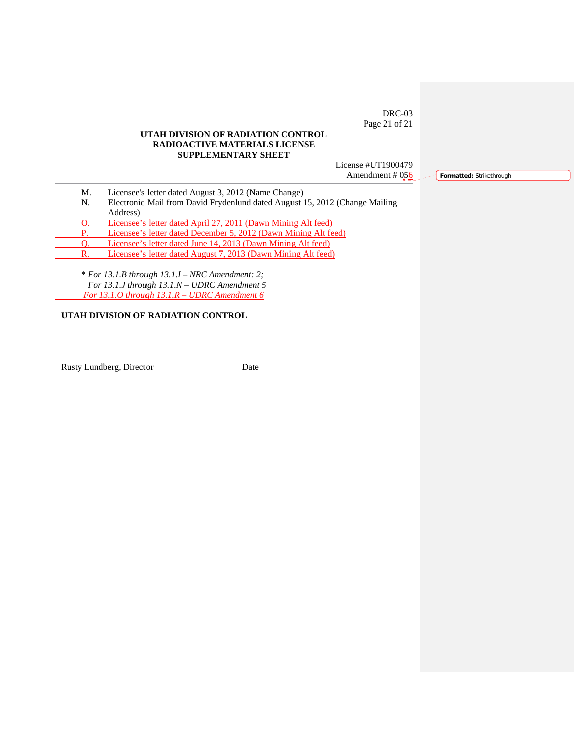UTAH DIVISION OF RADIATION CONTROL
RADIOACTIVE MATERIALS LICENSE
SUPPLEMENTARY SHEET

License #UT1900479
Amendment # 056

M. Licensee's letter dated August 3, 2012 (Name Change)
N. Electronic Mail from David Frydenlund dated August 15, 2012 (Change Mailing Address)
O. Licensee's letter dated April 27, 2011 (Dawn Mining Alt feed)
P. Licensee's letter dated December 5, 2012 (Dawn Mining Alt feed)
Q. Licensee's letter dated June 14, 2013 (Dawn Mining Alt feed)
R. Licensee's letter dated August 7, 2013 (Dawn Mining Alt feed)

* *For 13.1.B through 13.1.I – NRC Amendment: 2;*
*For 13.1.J through 13.1.N – UDRC Amendment 5*
*For 13.1.O through 13.1.R – UDRC Amendment 6*

**UTAH DIVISION OF RADIATION CONTROL**

Rusty Lundberg, Director

Date

Formatted: Strikethrough